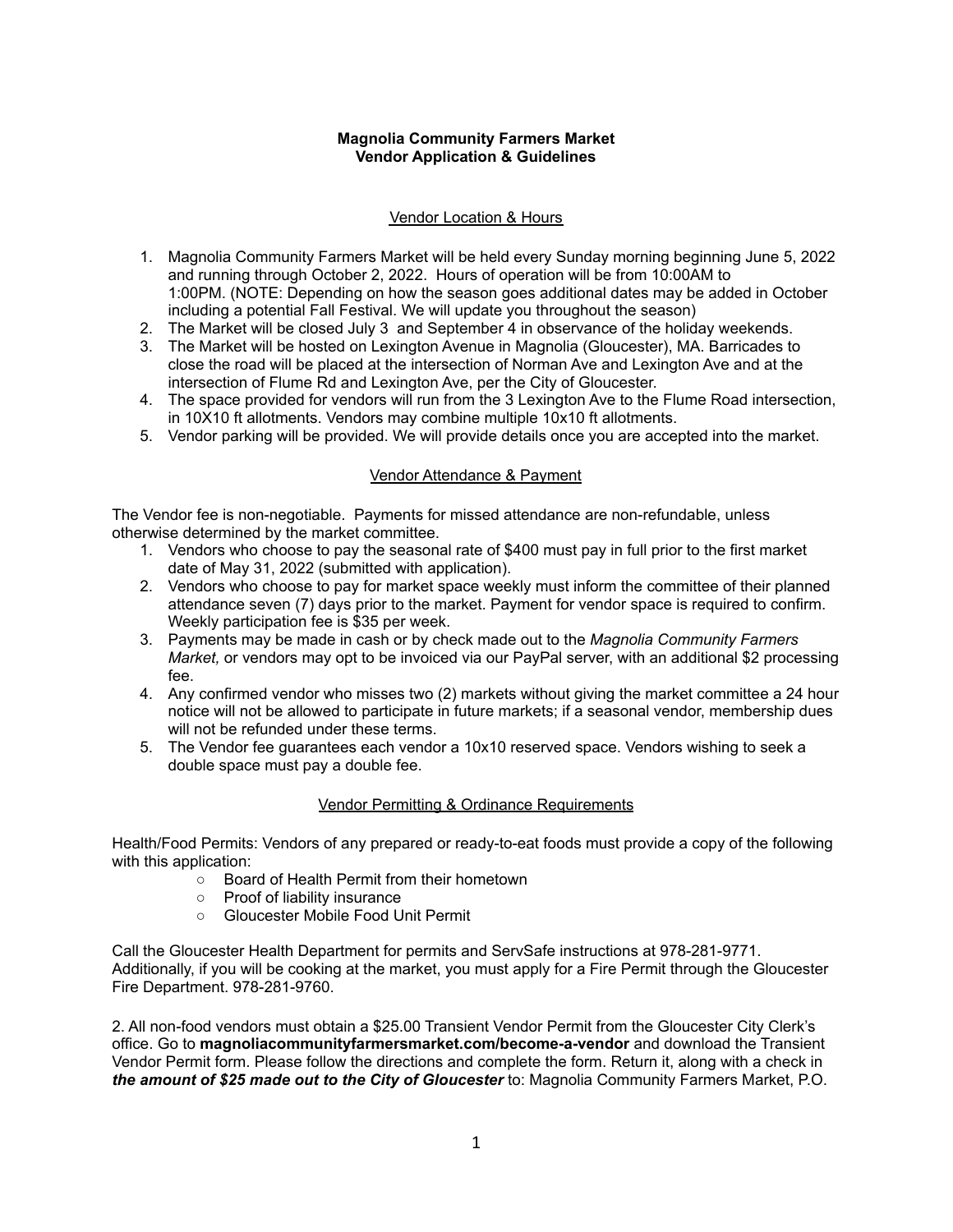**Magnolia Community Farmers Market**
**Vendor Application & Guidelines**

## Vendor Location & Hours

1. Magnolia Community Farmers Market will be held every Sunday morning beginning June 5, 2022 and running through October 2, 2022. Hours of operation will be from 10:00AM to 1:00PM. (NOTE: Depending on how the season goes additional dates may be added in October including a potential Fall Festival. We will update you throughout the season)
2. The Market will be closed July 3 and September 4 in observance of the holiday weekends.
3. The Market will be hosted on Lexington Avenue in Magnolia (Gloucester), MA. Barricades to close the road will be placed at the intersection of Norman Ave and Lexington Ave and at the intersection of Flume Rd and Lexington Ave, per the City of Gloucester.
4. The space provided for vendors will run from the 3 Lexington Ave to the Flume Road intersection, in 10X10 ft allotments. Vendors may combine multiple 10x10 ft allotments.
5. Vendor parking will be provided. We will provide details once you are accepted into the market.

## Vendor Attendance & Payment

The Vendor fee is non-negotiable. Payments for missed attendance are non-refundable, unless otherwise determined by the market committee.

1. Vendors who choose to pay the seasonal rate of $400 must pay in full prior to the first market date of May 31, 2022 (submitted with application).
2. Vendors who choose to pay for market space weekly must inform the committee of their planned attendance seven (7) days prior to the market. Payment for vendor space is required to confirm. Weekly participation fee is $35 per week.
3. Payments may be made in cash or by check made out to the *Magnolia Community Farmers Market,* or vendors may opt to be invoiced via our PayPal server, with an additional $2 processing fee.
4. Any confirmed vendor who misses two (2) markets without giving the market committee a 24 hour notice will not be allowed to participate in future markets; if a seasonal vendor, membership dues will not be refunded under these terms.
5. The Vendor fee guarantees each vendor a 10x10 reserved space. Vendors wishing to seek a double space must pay a double fee.

## Vendor Permitting & Ordinance Requirements

Health/Food Permits: Vendors of any prepared or ready-to-eat foods must provide a copy of the following with this application:

- Board of Health Permit from their hometown
- Proof of liability insurance
- Gloucester Mobile Food Unit Permit

Call the Gloucester Health Department for permits and ServSafe instructions at 978-281-9771. Additionally, if you will be cooking at the market, you must apply for a Fire Permit through the Gloucester Fire Department. 978-281-9760.

2. All non-food vendors must obtain a $25.00 Transient Vendor Permit from the Gloucester City Clerk's office. Go to **magnoliacommunityfarmersmarket.com/become-a-vendor** and download the Transient Vendor Permit form. Please follow the directions and complete the form. Return it, along with a check in ***the amount of $25 made out to the City of Gloucester*** to: Magnolia Community Farmers Market, P.O.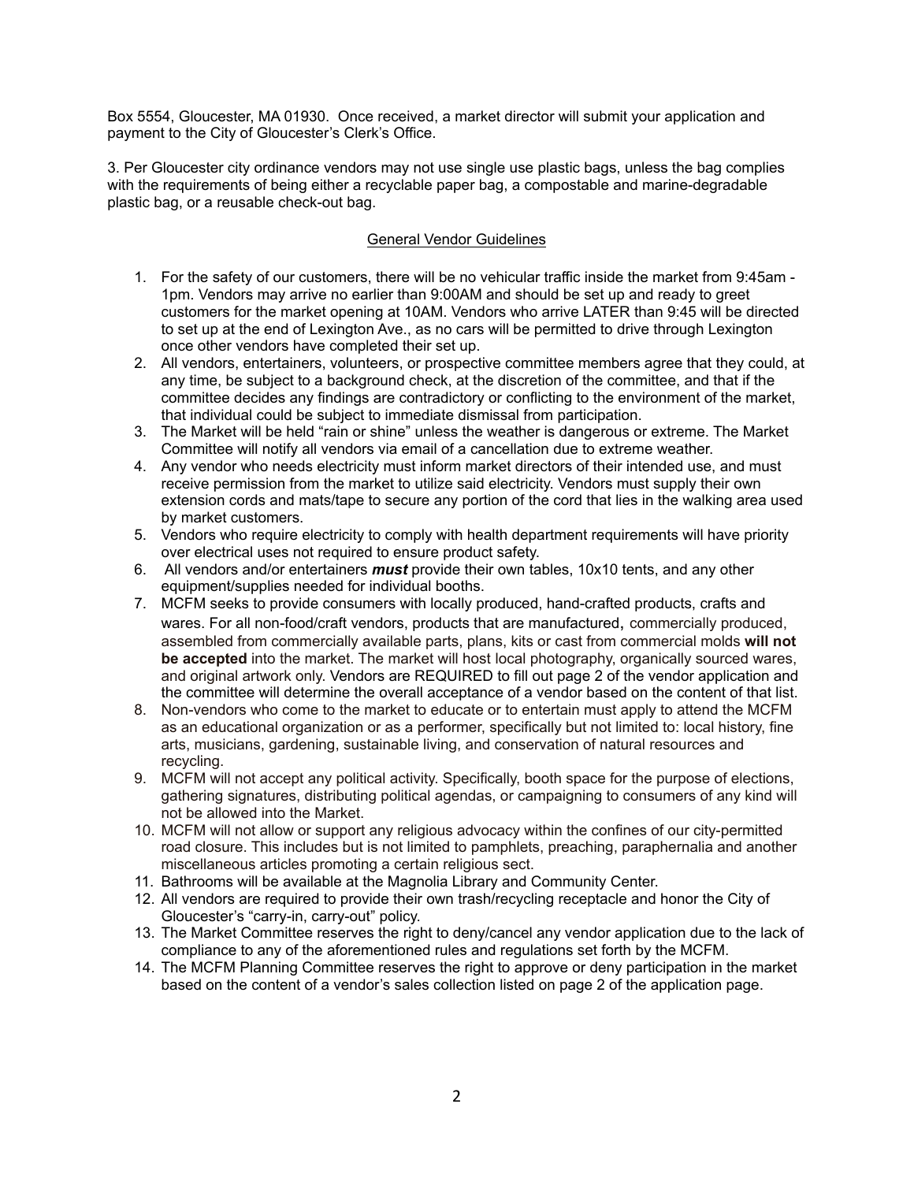Box 5554, Gloucester, MA 01930. Once received, a market director will submit your application and payment to the City of Gloucester's Clerk's Office.

3. Per Gloucester city ordinance vendors may not use single use plastic bags, unless the bag complies with the requirements of being either a recyclable paper bag, a compostable and marine-degradable plastic bag, or a reusable check-out bag.

## General Vendor Guidelines

1. For the safety of our customers, there will be no vehicular traffic inside the market from 9:45am - 1pm. Vendors may arrive no earlier than 9:00AM and should be set up and ready to greet customers for the market opening at 10AM. Vendors who arrive LATER than 9:45 will be directed to set up at the end of Lexington Ave., as no cars will be permitted to drive through Lexington once other vendors have completed their set up.
2. All vendors, entertainers, volunteers, or prospective committee members agree that they could, at any time, be subject to a background check, at the discretion of the committee, and that if the committee decides any findings are contradictory or conflicting to the environment of the market, that individual could be subject to immediate dismissal from participation.
3. The Market will be held "rain or shine" unless the weather is dangerous or extreme. The Market Committee will notify all vendors via email of a cancellation due to extreme weather.
4. Any vendor who needs electricity must inform market directors of their intended use, and must receive permission from the market to utilize said electricity. Vendors must supply their own extension cords and mats/tape to secure any portion of the cord that lies in the walking area used by market customers.
5. Vendors who require electricity to comply with health department requirements will have priority over electrical uses not required to ensure product safety.
6. All vendors and/or entertainers ***must*** provide their own tables, 10x10 tents, and any other equipment/supplies needed for individual booths.
7. MCFM seeks to provide consumers with locally produced, hand-crafted products, crafts and wares. For all non-food/craft vendors, products that are manufactured, commercially produced, assembled from commercially available parts, plans, kits or cast from commercial molds **will not be accepted** into the market. The market will host local photography, organically sourced wares, and original artwork only. Vendors are REQUIRED to fill out page 2 of the vendor application and the committee will determine the overall acceptance of a vendor based on the content of that list.
8. Non-vendors who come to the market to educate or to entertain must apply to attend the MCFM as an educational organization or as a performer, specifically but not limited to: local history, fine arts, musicians, gardening, sustainable living, and conservation of natural resources and recycling.
9. MCFM will not accept any political activity. Specifically, booth space for the purpose of elections, gathering signatures, distributing political agendas, or campaigning to consumers of any kind will not be allowed into the Market.
10. MCFM will not allow or support any religious advocacy within the confines of our city-permitted road closure. This includes but is not limited to pamphlets, preaching, paraphernalia and another miscellaneous articles promoting a certain religious sect.
11. Bathrooms will be available at the Magnolia Library and Community Center.
12. All vendors are required to provide their own trash/recycling receptacle and honor the City of Gloucester's "carry-in, carry-out" policy.
13. The Market Committee reserves the right to deny/cancel any vendor application due to the lack of compliance to any of the aforementioned rules and regulations set forth by the MCFM.
14. The MCFM Planning Committee reserves the right to approve or deny participation in the market based on the content of a vendor's sales collection listed on page 2 of the application page.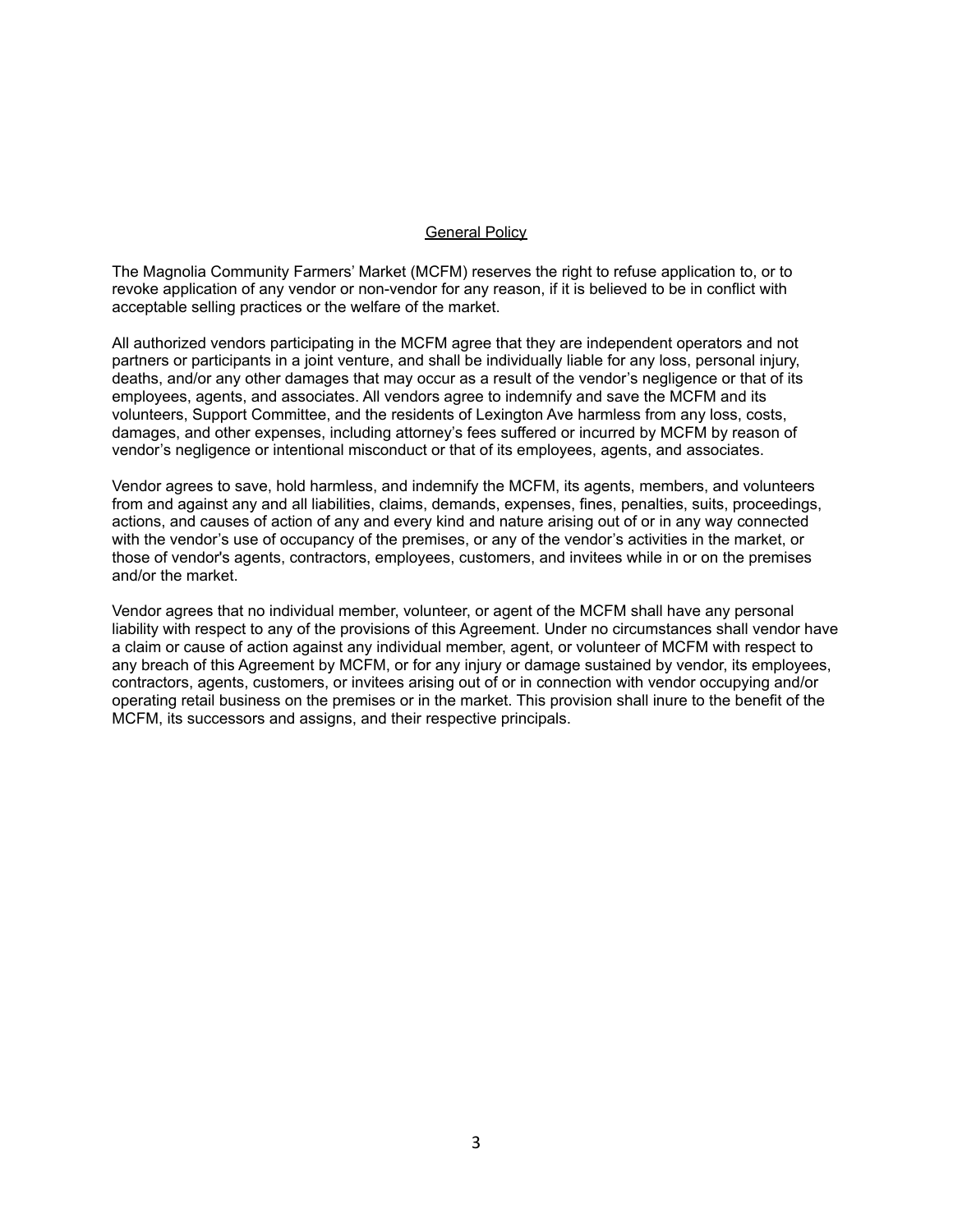## General Policy

The Magnolia Community Farmers' Market (MCFM) reserves the right to refuse application to, or to revoke application of any vendor or non-vendor for any reason, if it is believed to be in conflict with acceptable selling practices or the welfare of the market.

All authorized vendors participating in the MCFM agree that they are independent operators and not partners or participants in a joint venture, and shall be individually liable for any loss, personal injury, deaths, and/or any other damages that may occur as a result of the vendor's negligence or that of its employees, agents, and associates. All vendors agree to indemnify and save the MCFM and its volunteers, Support Committee, and the residents of Lexington Ave harmless from any loss, costs, damages, and other expenses, including attorney's fees suffered or incurred by MCFM by reason of vendor's negligence or intentional misconduct or that of its employees, agents, and associates.

Vendor agrees to save, hold harmless, and indemnify the MCFM, its agents, members, and volunteers from and against any and all liabilities, claims, demands, expenses, fines, penalties, suits, proceedings, actions, and causes of action of any and every kind and nature arising out of or in any way connected with the vendor's use of occupancy of the premises, or any of the vendor's activities in the market, or those of vendor's agents, contractors, employees, customers, and invitees while in or on the premises and/or the market.

Vendor agrees that no individual member, volunteer, or agent of the MCFM shall have any personal liability with respect to any of the provisions of this Agreement. Under no circumstances shall vendor have a claim or cause of action against any individual member, agent, or volunteer of MCFM with respect to any breach of this Agreement by MCFM, or for any injury or damage sustained by vendor, its employees, contractors, agents, customers, or invitees arising out of or in connection with vendor occupying and/or operating retail business on the premises or in the market. This provision shall inure to the benefit of the MCFM, its successors and assigns, and their respective principals.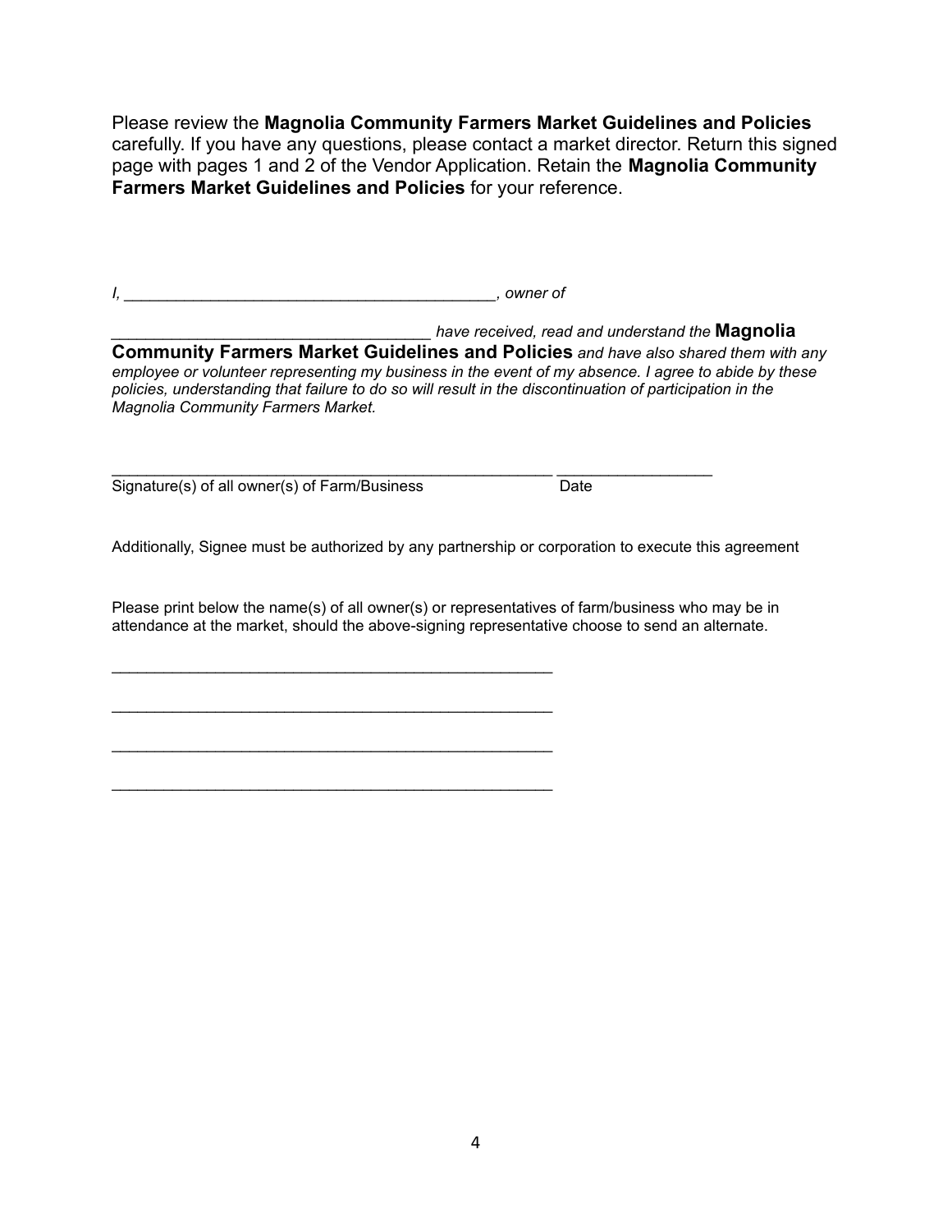Please review the **Magnolia Community Farmers Market Guidelines and Policies** carefully. If you have any questions, please contact a market director. Return this signed page with pages 1 and 2 of the Vendor Application. Retain the **Magnolia Community Farmers Market Guidelines and Policies** for your reference.

*I, ___________________________________________, owner of*

___________________________________ *have received, read and understand the* **Magnolia Community Farmers Market Guidelines and Policies** *and have also shared them with any employee or volunteer representing my business in the event of my absence. I agree to abide by these policies, understanding that failure to do so will result in the discontinuation of participation in the Magnolia Community Farmers Market.*

_____________________________________________________ __________________

Signature(s) of all owner(s) of Farm/Business                    Date

Additionally, Signee must be authorized by any partnership or corporation to execute this agreement

Please print below the name(s) of all owner(s) or representatives of farm/business who may be in attendance at the market, should the above-signing representative choose to send an alternate.

_____________________________________________________

_____________________________________________________

_____________________________________________________

_____________________________________________________